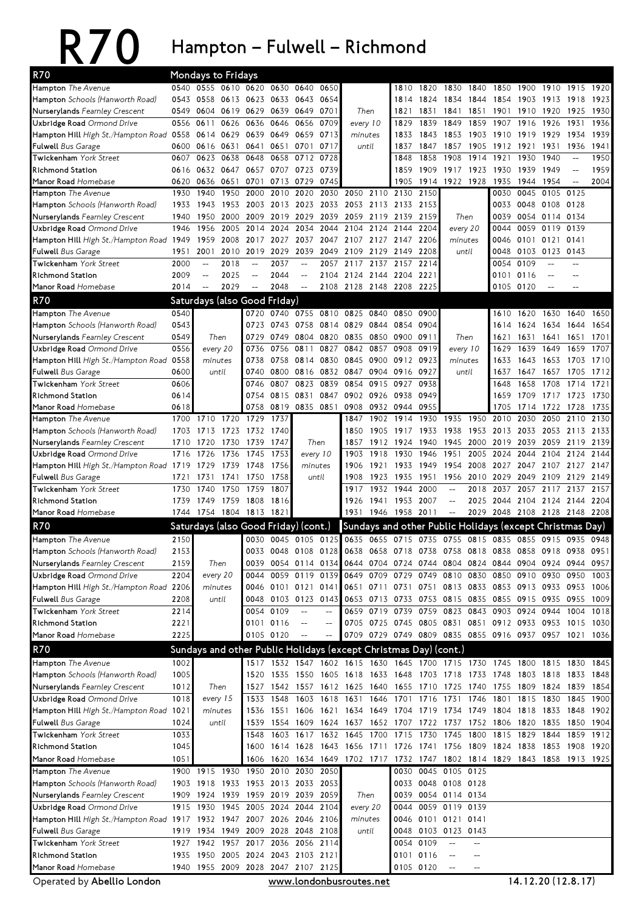# R70 Hampton – Fulwell – Richmond

## Mondays to Fridays

| R70 | | | | | | | | | | | | | | | | | |
|---|---|---|---|---|---|---|---|---|---|---|---|---|---|---|---|---|---|
| **Hampton** *The Avenue* | 0540 | 0555 | 0610 | 0620 | 0630 | 0640 | 0650 | | 1810 | 1820 | 1830 | 1840 | 1850 | 1900 | 1910 | 1915 | 1920 |
| **Hampton** *Schools (Hanworth Road)* | 0543 | 0558 | 0613 | 0623 | 0633 | 0643 | 0654 | | 1814 | 1824 | 1834 | 1844 | 1854 | 1903 | 1913 | 1918 | 1923 |
| **Nurserylands** *Fearnley Crescent* | 0549 | 0604 | 0619 | 0629 | 0639 | 0649 | 0701 | Then | 1821 | 1831 | 1841 | 1851 | 1901 | 1910 | 1920 | 1925 | 1930 |
| **Uxbridge Road** *Ormond Drive* | 0556 | 0611 | 0626 | 0636 | 0646 | 0656 | 0709 | every 10 | 1829 | 1839 | 1849 | 1859 | 1907 | 1916 | 1926 | 1931 | 1936 |
| **Hampton Hill** *High St./Hampton Road* | 0558 | 0614 | 0629 | 0639 | 0649 | 0659 | 0713 | minutes | 1833 | 1843 | 1853 | 1903 | 1910 | 1919 | 1929 | 1934 | 1939 |
| **Fulwell** *Bus Garage* | 0600 | 0616 | 0631 | 0641 | 0651 | 0701 | 0717 | until | 1837 | 1847 | 1857 | 1905 | 1912 | 1921 | 1931 | 1936 | 1941 |
| **Twickenham** *York Street* | 0607 | 0623 | 0638 | 0648 | 0658 | 0712 | 0728 | | 1848 | 1858 | 1908 | 1914 | 1921 | 1930 | 1940 | -- | 1950 |
| **Richmond Station** | 0616 | 0632 | 0647 | 0657 | 0707 | 0723 | 0739 | | 1859 | 1909 | 1917 | 1923 | 1930 | 1939 | 1949 | -- | 1959 |
| **Manor Road** *Homebase* | 0620 | 0636 | 0651 | 0701 | 0713 | 0729 | 0745 | | 1905 | 1914 | 1922 | 1928 | 1935 | 1944 | 1954 | -- | 2004 |

| R70 | | | | | | | | | | | | | | | | |
|---|---|---|---|---|---|---|---|---|---|---|---|---|---|---|---|---|
| **Hampton** *The Avenue* | 1930 | 1940 | 1950 | 2000 | 2010 | 2020 | 2030 | 2050 | 2110 | 2130 | 2150 | | 0030 | 0045 | 0105 | 0125 |
| **Hampton** *Schools (Hanworth Road)* | 1933 | 1943 | 1953 | 2003 | 2013 | 2023 | 2033 | 2053 | 2113 | 2133 | 2153 | | 0033 | 0048 | 0108 | 0128 |
| **Nurserylands** *Fearnley Crescent* | 1940 | 1950 | 2000 | 2009 | 2019 | 2029 | 2039 | 2059 | 2119 | 2139 | 2159 | Then | 0039 | 0054 | 0114 | 0134 |
| **Uxbridge Road** *Ormond Drive* | 1946 | 1956 | 2005 | 2014 | 2024 | 2034 | 2044 | 2104 | 2124 | 2144 | 2204 | every 20 | 0044 | 0059 | 0119 | 0139 |
| **Hampton Hill** *High St./Hampton Road* | 1949 | 1959 | 2008 | 2017 | 2027 | 2037 | 2047 | 2107 | 2127 | 2147 | 2206 | minutes | 0046 | 0101 | 0121 | 0141 |
| **Fulwell** *Bus Garage* | 1951 | 2001 | 2010 | 2019 | 2029 | 2039 | 2049 | 2109 | 2129 | 2149 | 2208 | until | 0048 | 0103 | 0123 | 0143 |
| **Twickenham** *York Street* | 2000 | -- | 2018 | -- | 2037 | -- | 2057 | 2117 | 2137 | 2157 | 2214 | | 0054 | 0109 | -- | -- |
| **Richmond Station** | 2009 | -- | 2025 | -- | 2044 | -- | 2104 | 2124 | 2144 | 2204 | 2221 | | 0101 | 0116 | -- | -- |
| **Manor Road** *Homebase* | 2014 | -- | 2029 | -- | 2048 | -- | 2108 | 2128 | 2148 | 2208 | 2225 | | 0105 | 0120 | -- | -- |

## Saturdays (also Good Friday)

| R70 | | | | | | | | | | | | | | | | | |
|---|---|---|---|---|---|---|---|---|---|---|---|---|---|---|---|---|---|
| **Hampton** *The Avenue* | 0540 | | 0720 | 0740 | 0755 | 0810 | 0825 | 0840 | 0850 | 0900 | | 1610 | 1620 | 1630 | 1640 | 1650 |
| **Hampton** *Schools (Hanworth Road)* | 0543 | | 0723 | 0743 | 0758 | 0814 | 0829 | 0844 | 0854 | 0904 | | 1614 | 1624 | 1634 | 1644 | 1654 |
| **Nurserylands** *Fearnley Crescent* | 0549 | Then | 0729 | 0749 | 0804 | 0820 | 0835 | 0850 | 0900 | 0911 | Then | 1621 | 1631 | 1641 | 1651 | 1701 |
| **Uxbridge Road** *Ormond Drive* | 0556 | every 20 | 0736 | 0756 | 0811 | 0827 | 0842 | 0857 | 0908 | 0919 | every 10 | 1629 | 1639 | 1649 | 1659 | 1707 |
| **Hampton Hill** *High St./Hampton Road* | 0558 | minutes | 0738 | 0758 | 0814 | 0830 | 0845 | 0900 | 0912 | 0923 | minutes | 1633 | 1643 | 1653 | 1703 | 1710 |
| **Fulwell** *Bus Garage* | 0600 | until | 0740 | 0800 | 0816 | 0832 | 0847 | 0904 | 0916 | 0927 | until | 1637 | 1647 | 1657 | 1705 | 1712 |
| **Twickenham** *York Street* | 0606 | | 0746 | 0807 | 0823 | 0839 | 0854 | 0915 | 0927 | 0938 | | 1648 | 1658 | 1708 | 1714 | 1721 |
| **Richmond Station** | 0614 | | 0754 | 0815 | 0831 | 0847 | 0902 | 0926 | 0938 | 0949 | | 1659 | 1709 | 1717 | 1723 | 1730 |
| **Manor Road** *Homebase* | 0618 | | 0758 | 0819 | 0835 | 0851 | 0908 | 0932 | 0944 | 0955 | | 1705 | 1714 | 1722 | 1728 | 1735 |

| R70 | | | | | | | | | | | | | | | | | |
|---|---|---|---|---|---|---|---|---|---|---|---|---|---|---|---|---|---|
| **Hampton** *The Avenue* | 1700 | 1710 | 1720 | 1729 | 1737 | | 1847 | 1902 | 1914 | 1930 | 1935 | 1950 | 2010 | 2030 | 2050 | 2110 | 2130 |
| **Hampton** *Schools (Hanworth Road)* | 1703 | 1713 | 1723 | 1732 | 1740 | | 1850 | 1905 | 1917 | 1933 | 1938 | 1953 | 2013 | 2033 | 2053 | 2113 | 2133 |
| **Nurserylands** *Fearnley Crescent* | 1710 | 1720 | 1730 | 1739 | 1747 | Then | 1857 | 1912 | 1924 | 1940 | 1945 | 2000 | 2019 | 2039 | 2059 | 2119 | 2139 |
| **Uxbridge Road** *Ormond Drive* | 1716 | 1726 | 1736 | 1745 | 1753 | every 10 | 1903 | 1918 | 1930 | 1946 | 1951 | 2005 | 2024 | 2044 | 2104 | 2124 | 2144 |
| **Hampton Hill** *High St./Hampton Road* | 1719 | 1729 | 1739 | 1748 | 1756 | minutes | 1906 | 1921 | 1933 | 1949 | 1954 | 2008 | 2027 | 2047 | 2107 | 2127 | 2147 |
| **Fulwell** *Bus Garage* | 1721 | 1731 | 1741 | 1750 | 1758 | until | 1908 | 1923 | 1935 | 1951 | 1956 | 2010 | 2029 | 2049 | 2109 | 2129 | 2149 |
| **Twickenham** *York Street* | 1730 | 1740 | 1750 | 1759 | 1807 | | 1917 | 1932 | 1944 | 2000 | -- | 2018 | 2037 | 2057 | 2117 | 2137 | 2157 |
| **Richmond Station** | 1739 | 1749 | 1759 | 1808 | 1816 | | 1926 | 1941 | 1953 | 2007 | -- | 2025 | 2044 | 2104 | 2124 | 2144 | 2204 |
| **Manor Road** *Homebase* | 1744 | 1754 | 1804 | 1813 | 1821 | | 1931 | 1946 | 1958 | 2011 | -- | 2029 | 2048 | 2108 | 2128 | 2148 | 2208 |

## Saturdays (also Good Friday) (cont.) / Sundays and other Public Holidays (except Christmas Day)

| R70 | Sat | | Sat | Sat | Sat | Sat | Sun | Sun | Sun | Sun | Sun | Sun | Sun | Sun | Sun | Sun | Sun |
|---|---|---|---|---|---|---|---|---|---|---|---|---|---|---|---|---|---|
| **Hampton** *The Avenue* | 2150 | | 0030 | 0045 | 0105 | 0125 | 0635 | 0655 | 0715 | 0735 | 0755 | 0815 | 0835 | 0855 | 0915 | 0935 | 0948 |
| **Hampton** *Schools (Hanworth Road)* | 2153 | | 0033 | 0048 | 0108 | 0128 | 0638 | 0658 | 0718 | 0738 | 0758 | 0818 | 0838 | 0858 | 0918 | 0938 | 0951 |
| **Nurserylands** *Fearnley Crescent* | 2159 | Then | 0039 | 0054 | 0114 | 0134 | 0644 | 0704 | 0724 | 0744 | 0804 | 0824 | 0844 | 0904 | 0924 | 0944 | 0957 |
| **Uxbridge Road** *Ormond Drive* | 2204 | every 20 | 0044 | 0059 | 0119 | 0139 | 0649 | 0709 | 0729 | 0749 | 0810 | 0830 | 0850 | 0910 | 0930 | 0950 | 1003 |
| **Hampton Hill** *High St./Hampton Road* | 2206 | minutes | 0046 | 0101 | 0121 | 0141 | 0651 | 0711 | 0731 | 0751 | 0813 | 0833 | 0853 | 0913 | 0933 | 0953 | 1006 |
| **Fulwell** *Bus Garage* | 2208 | until | 0048 | 0103 | 0123 | 0143 | 0653 | 0713 | 0733 | 0753 | 0815 | 0835 | 0855 | 0915 | 0935 | 0955 | 1009 |
| **Twickenham** *York Street* | 2214 | | 0054 | 0109 | -- | -- | 0659 | 0719 | 0739 | 0759 | 0823 | 0843 | 0903 | 0924 | 0944 | 1004 | 1018 |
| **Richmond Station** | 2221 | | 0101 | 0116 | -- | -- | 0705 | 0725 | 0745 | 0805 | 0831 | 0851 | 0912 | 0933 | 0953 | 1015 | 1030 |
| **Manor Road** *Homebase* | 2225 | | 0105 | 0120 | -- | -- | 0709 | 0729 | 0749 | 0809 | 0835 | 0855 | 0916 | 0937 | 0957 | 1021 | 1036 |

## Sundays and other Public Holidays (except Christmas Day) (cont.)

| R70 | | | | | | | | | | | | | | | | | |
|---|---|---|---|---|---|---|---|---|---|---|---|---|---|---|---|---|---|
| **Hampton** *The Avenue* | 1002 | | 1517 | 1532 | 1547 | 1602 | 1615 | 1630 | 1645 | 1700 | 1715 | 1730 | 1745 | 1800 | 1815 | 1830 | 1845 |
| **Hampton** *Schools (Hanworth Road)* | 1005 | | 1520 | 1535 | 1550 | 1605 | 1618 | 1633 | 1648 | 1703 | 1718 | 1733 | 1748 | 1803 | 1818 | 1833 | 1848 |
| **Nurserylands** *Fearnley Crescent* | 1012 | Then | 1527 | 1542 | 1557 | 1612 | 1625 | 1640 | 1655 | 1710 | 1725 | 1740 | 1755 | 1809 | 1824 | 1839 | 1854 |
| **Uxbridge Road** *Ormond Drive* | 1018 | every 15 | 1533 | 1548 | 1603 | 1618 | 1631 | 1646 | 1701 | 1716 | 1731 | 1746 | 1801 | 1815 | 1830 | 1845 | 1900 |
| **Hampton Hill** *High St./Hampton Road* | 1021 | minutes | 1536 | 1551 | 1606 | 1621 | 1634 | 1649 | 1704 | 1719 | 1734 | 1749 | 1804 | 1818 | 1833 | 1848 | 1902 |
| **Fulwell** *Bus Garage* | 1024 | until | 1539 | 1554 | 1609 | 1624 | 1637 | 1652 | 1707 | 1722 | 1737 | 1752 | 1806 | 1820 | 1835 | 1850 | 1904 |
| **Twickenham** *York Street* | 1033 | | 1548 | 1603 | 1617 | 1632 | 1645 | 1700 | 1715 | 1730 | 1745 | 1800 | 1815 | 1829 | 1844 | 1859 | 1912 |
| **Richmond Station** | 1045 | | 1600 | 1614 | 1628 | 1643 | 1656 | 1711 | 1726 | 1741 | 1756 | 1809 | 1824 | 1838 | 1853 | 1908 | 1920 |
| **Manor Road** *Homebase* | 1051 | | 1606 | 1620 | 1634 | 1649 | 1702 | 1717 | 1732 | 1747 | 1802 | 1814 | 1829 | 1843 | 1858 | 1913 | 1925 |

| R70 | | | | | | | | | | | | |
|---|---|---|---|---|---|---|---|---|---|---|---|---|
| **Hampton** *The Avenue* | 1900 | 1915 | 1930 | 1950 | 2010 | 2030 | 2050 | | 0030 | 0045 | 0105 | 0125 |
| **Hampton** *Schools (Hanworth Road)* | 1903 | 1918 | 1933 | 1953 | 2013 | 2033 | 2053 | | 0033 | 0048 | 0108 | 0128 |
| **Nurserylands** *Fearnley Crescent* | 1909 | 1924 | 1939 | 1959 | 2019 | 2039 | 2059 | Then | 0039 | 0054 | 0114 | 0134 |
| **Uxbridge Road** *Ormond Drive* | 1915 | 1930 | 1945 | 2005 | 2024 | 2044 | 2104 | every 20 | 0044 | 0059 | 0119 | 0139 |
| **Hampton Hill** *High St./Hampton Road* | 1917 | 1932 | 1947 | 2007 | 2026 | 2046 | 2106 | minutes | 0046 | 0101 | 0121 | 0141 |
| **Fulwell** *Bus Garage* | 1919 | 1934 | 1949 | 2009 | 2028 | 2048 | 2108 | until | 0048 | 0103 | 0123 | 0143 |
| **Twickenham** *York Street* | 1927 | 1942 | 1957 | 2017 | 2036 | 2056 | 2114 | | 0054 | 0109 | -- | -- |
| **Richmond Station** | 1935 | 1950 | 2005 | 2024 | 2043 | 2103 | 2121 | | 0101 | 0116 | -- | -- |
| **Manor Road** *Homebase* | 1940 | 1955 | 2009 | 2028 | 2047 | 2107 | 2125 | | 0105 | 0120 | -- | -- |

Operated by **Abellio London** www.londonbusroutes.net 14.12.20 (12.8.17)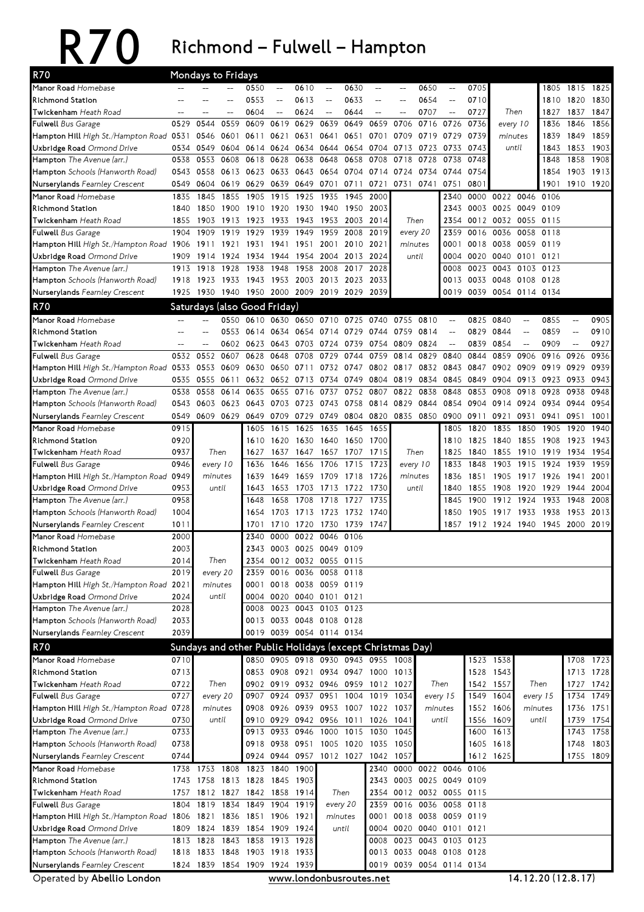# R70 Richmond – Fulwell – Hampton

## R70 Mondays to Fridays

| | | | | | | | | | | | | | | | | | |
|---|---|---|---|---|---|---|---|---|---|---|---|---|---|---|---|---|---|
| **Manor Road** *Homebase* | -- | -- | -- | 0550 | -- | 0610 | -- | 0630 | -- | -- | 0650 | -- | 0705 | | 1805 | 1815 | 1825 |
| **Richmond Station** | -- | -- | -- | 0553 | -- | 0613 | -- | 0633 | -- | -- | 0654 | -- | 0710 | | 1810 | 1820 | 1830 |
| **Twickenham** *Heath Road* | -- | -- | -- | 0604 | -- | 0624 | -- | 0644 | -- | -- | 0707 | -- | 0727 | Then | 1827 | 1837 | 1847 |
| **Fulwell** *Bus Garage* | 0529 | 0544 | 0559 | 0609 | 0619 | 0629 | 0639 | 0649 | 0659 | 0706 | 0716 | 0726 | 0736 | every 10 | 1836 | 1846 | 1856 |
| **Hampton Hill** *High St./Hampton Road* | 0531 | 0546 | 0601 | 0611 | 0621 | 0631 | 0641 | 0651 | 0701 | 0709 | 0719 | 0729 | 0739 | minutes | 1839 | 1849 | 1859 |
| **Uxbridge Road** *Ormond Drive* | 0534 | 0549 | 0604 | 0614 | 0624 | 0634 | 0644 | 0654 | 0704 | 0713 | 0723 | 0733 | 0743 | until | 1843 | 1853 | 1903 |
| **Hampton** *The Avenue (arr.)* | 0538 | 0553 | 0608 | 0618 | 0628 | 0638 | 0648 | 0658 | 0708 | 0718 | 0728 | 0738 | 0748 | | 1848 | 1858 | 1908 |
| **Hampton** *Schools (Hanworth Road)* | 0543 | 0558 | 0613 | 0623 | 0633 | 0643 | 0654 | 0704 | 0714 | 0724 | 0734 | 0744 | 0754 | | 1854 | 1903 | 1913 |
| **Nurserylands** *Fearnley Crescent* | 0549 | 0604 | 0619 | 0629 | 0639 | 0649 | 0701 | 0711 | 0721 | 0731 | 0741 | 0751 | 0801 | | 1901 | 1910 | 1920 |

| | | | | | | | | | | | | | | | |
|---|---|---|---|---|---|---|---|---|---|---|---|---|---|---|---|
| **Manor Road** *Homebase* | 1835 | 1845 | 1855 | 1905 | 1915 | 1925 | 1935 | 1945 | 2000 | | 2340 | 0000 | 0022 | 0046 | 0106 |
| **Richmond Station** | 1840 | 1850 | 1900 | 1910 | 1920 | 1930 | 1940 | 1950 | 2003 | | 2343 | 0003 | 0025 | 0049 | 0109 |
| **Twickenham** *Heath Road* | 1855 | 1903 | 1913 | 1923 | 1933 | 1943 | 1953 | 2003 | 2014 | Then | 2354 | 0012 | 0032 | 0055 | 0115 |
| **Fulwell** *Bus Garage* | 1904 | 1909 | 1919 | 1929 | 1939 | 1949 | 1959 | 2008 | 2019 | every 20 | 2359 | 0016 | 0036 | 0058 | 0118 |
| **Hampton Hill** *High St./Hampton Road* | 1906 | 1911 | 1921 | 1931 | 1941 | 1951 | 2001 | 2010 | 2021 | minutes | 0001 | 0018 | 0038 | 0059 | 0119 |
| **Uxbridge Road** *Ormond Drive* | 1909 | 1914 | 1924 | 1934 | 1944 | 1954 | 2004 | 2013 | 2024 | until | 0004 | 0020 | 0040 | 0101 | 0121 |
| **Hampton** *The Avenue (arr.)* | 1913 | 1918 | 1928 | 1938 | 1948 | 1958 | 2008 | 2017 | 2028 | | 0008 | 0023 | 0043 | 0103 | 0123 |
| **Hampton** *Schools (Hanworth Road)* | 1918 | 1923 | 1933 | 1943 | 1953 | 2003 | 2013 | 2023 | 2033 | | 0013 | 0033 | 0048 | 0108 | 0128 |
| **Nurserylands** *Fearnley Crescent* | 1925 | 1930 | 1940 | 1950 | 2000 | 2009 | 2019 | 2029 | 2039 | | 0019 | 0039 | 0054 | 0114 | 0134 |

## R70 Saturdays (also Good Friday)

| | | | | | | | | | | | | | | | | | | |
|---|---|---|---|---|---|---|---|---|---|---|---|---|---|---|---|---|---|---|
| **Manor Road** *Homebase* | -- | -- | 0550 | 0610 | 0630 | 0650 | 0710 | 0725 | 0740 | 0755 | 0810 | -- | 0825 | 0840 | -- | 0855 | -- | 0905 |
| **Richmond Station** | -- | -- | 0553 | 0614 | 0634 | 0654 | 0714 | 0729 | 0744 | 0759 | 0814 | -- | 0829 | 0844 | -- | 0859 | -- | 0910 |
| **Twickenham** *Heath Road* | -- | -- | 0602 | 0623 | 0643 | 0703 | 0724 | 0739 | 0754 | 0809 | 0824 | -- | 0839 | 0854 | -- | 0909 | -- | 0927 |
| **Fulwell** *Bus Garage* | 0532 | 0552 | 0607 | 0628 | 0648 | 0708 | 0729 | 0744 | 0759 | 0814 | 0829 | 0840 | 0844 | 0859 | 0906 | 0916 | 0926 | 0936 |
| **Hampton Hill** *High St./Hampton Road* | 0533 | 0553 | 0609 | 0630 | 0650 | 0711 | 0732 | 0747 | 0802 | 0817 | 0832 | 0843 | 0847 | 0902 | 0909 | 0919 | 0929 | 0939 |
| **Uxbridge Road** *Ormond Drive* | 0535 | 0555 | 0611 | 0632 | 0652 | 0713 | 0734 | 0749 | 0804 | 0819 | 0834 | 0845 | 0849 | 0904 | 0913 | 0923 | 0933 | 0943 |
| **Hampton** *The Avenue (arr.)* | 0538 | 0558 | 0614 | 0635 | 0655 | 0716 | 0737 | 0752 | 0807 | 0822 | 0838 | 0848 | 0853 | 0908 | 0918 | 0928 | 0938 | 0948 |
| **Hampton** *Schools (Hanworth Road)* | 0543 | 0603 | 0623 | 0643 | 0703 | 0723 | 0743 | 0758 | 0814 | 0829 | 0844 | 0854 | 0904 | 0914 | 0924 | 0934 | 0944 | 0954 |
| **Nurserylands** *Fearnley Crescent* | 0549 | 0609 | 0629 | 0649 | 0709 | 0729 | 0749 | 0804 | 0820 | 0835 | 0850 | 0900 | 0911 | 0921 | 0931 | 0941 | 0951 | 1001 |

| | | | | | | | | | | | | | | | | |
|---|---|---|---|---|---|---|---|---|---|---|---|---|---|---|---|---|
| **Manor Road** *Homebase* | 0915 | | 1605 | 1615 | 1625 | 1635 | 1645 | 1655 | | 1805 | 1820 | 1835 | 1850 | 1905 | 1920 | 1940 |
| **Richmond Station** | 0920 | | 1610 | 1620 | 1630 | 1640 | 1650 | 1700 | | 1810 | 1825 | 1840 | 1855 | 1908 | 1923 | 1943 |
| **Twickenham** *Heath Road* | 0937 | Then | 1627 | 1637 | 1647 | 1657 | 1707 | 1715 | Then | 1825 | 1840 | 1855 | 1910 | 1919 | 1934 | 1954 |
| **Fulwell** *Bus Garage* | 0946 | every 10 | 1636 | 1646 | 1656 | 1706 | 1715 | 1723 | every 10 | 1833 | 1848 | 1903 | 1915 | 1924 | 1939 | 1959 |
| **Hampton Hill** *High St./Hampton Road* | 0949 | minutes | 1639 | 1649 | 1659 | 1709 | 1718 | 1726 | minutes | 1836 | 1851 | 1905 | 1917 | 1926 | 1941 | 2001 |
| **Uxbridge Road** *Ormond Drive* | 0953 | until | 1643 | 1653 | 1703 | 1713 | 1722 | 1730 | until | 1840 | 1855 | 1908 | 1920 | 1929 | 1944 | 2004 |
| **Hampton** *The Avenue (arr.)* | 0958 | | 1648 | 1658 | 1708 | 1718 | 1727 | 1735 | | 1845 | 1900 | 1912 | 1924 | 1933 | 1948 | 2008 |
| **Hampton** *Schools (Hanworth Road)* | 1004 | | 1654 | 1703 | 1713 | 1723 | 1732 | 1740 | | 1850 | 1905 | 1917 | 1933 | 1938 | 1953 | 2013 |
| **Nurserylands** *Fearnley Crescent* | 1011 | | 1701 | 1710 | 1720 | 1730 | 1739 | 1747 | | 1857 | 1912 | 1924 | 1940 | 1945 | 2000 | 2019 |

| | | | | | | | |
|---|---|---|---|---|---|---|---|
| **Manor Road** *Homebase* | 2000 | | 2340 | 0000 | 0022 | 0046 | 0106 |
| **Richmond Station** | 2003 | | 2343 | 0003 | 0025 | 0049 | 0109 |
| **Twickenham** *Heath Road* | 2014 | Then | 2354 | 0012 | 0032 | 0055 | 0115 |
| **Fulwell** *Bus Garage* | 2019 | every 20 | 2359 | 0016 | 0036 | 0058 | 0118 |
| **Hampton Hill** *High St./Hampton Road* | 2021 | minutes | 0001 | 0018 | 0038 | 0059 | 0119 |
| **Uxbridge Road** *Ormond Drive* | 2024 | until | 0004 | 0020 | 0040 | 0101 | 0121 |
| **Hampton** *The Avenue (arr.)* | 2028 | | 0008 | 0023 | 0043 | 0103 | 0123 |
| **Hampton** *Schools (Hanworth Road)* | 2033 | | 0013 | 0033 | 0048 | 0108 | 0128 |
| **Nurserylands** *Fearnley Crescent* | 2039 | | 0019 | 0039 | 0054 | 0114 | 0134 |

## R70 Sundays and other Public Holidays (except Christmas Day)

| | | | | | | | | | | | | | | | |
|---|---|---|---|---|---|---|---|---|---|---|---|---|---|---|---|
| **Manor Road** *Homebase* | 0710 | | 0850 | 0905 | 0918 | 0930 | 0943 | 0955 | 1008 | | 1523 | 1538 | | 1708 | 1723 |
| **Richmond Station** | 0713 | | 0853 | 0908 | 0921 | 0934 | 0947 | 1000 | 1013 | | 1528 | 1543 | | 1713 | 1728 |
| **Twickenham** *Heath Road* | 0722 | Then | 0902 | 0919 | 0932 | 0946 | 0959 | 1012 | 1027 | Then | 1542 | 1557 | Then | 1727 | 1742 |
| **Fulwell** *Bus Garage* | 0727 | every 20 | 0907 | 0924 | 0937 | 0951 | 1004 | 1019 | 1034 | every 15 | 1549 | 1604 | every 15 | 1734 | 1749 |
| **Hampton Hill** *High St./Hampton Road* | 0728 | minutes | 0908 | 0926 | 0939 | 0953 | 1007 | 1022 | 1037 | minutes | 1552 | 1606 | minutes | 1736 | 1751 |
| **Uxbridge Road** *Ormond Drive* | 0730 | until | 0910 | 0929 | 0942 | 0956 | 1011 | 1026 | 1041 | until | 1556 | 1609 | until | 1739 | 1754 |
| **Hampton** *The Avenue (arr.)* | 0733 | | 0913 | 0933 | 0946 | 1000 | 1015 | 1030 | 1045 | | 1600 | 1613 | | 1743 | 1758 |
| **Hampton** *Schools (Hanworth Road)* | 0738 | | 0918 | 0938 | 0951 | 1005 | 1020 | 1035 | 1050 | | 1605 | 1618 | | 1748 | 1803 |
| **Nurserylands** *Fearnley Crescent* | 0744 | | 0924 | 0944 | 0957 | 1012 | 1027 | 1042 | 1057 | | 1612 | 1625 | | 1755 | 1809 |

| | | | | | | | | | | | | |
|---|---|---|---|---|---|---|---|---|---|---|---|---|
| **Manor Road** *Homebase* | 1738 | 1753 | 1808 | 1823 | 1840 | 1900 | | 2340 | 0000 | 0022 | 0046 | 0106 |
| **Richmond Station** | 1743 | 1758 | 1813 | 1828 | 1845 | 1903 | | 2343 | 0003 | 0025 | 0049 | 0109 |
| **Twickenham** *Heath Road* | 1757 | 1812 | 1827 | 1842 | 1858 | 1914 | Then | 2354 | 0012 | 0032 | 0055 | 0115 |
| **Fulwell** *Bus Garage* | 1804 | 1819 | 1834 | 1849 | 1904 | 1919 | every 20 | 2359 | 0016 | 0036 | 0058 | 0118 |
| **Hampton Hill** *High St./Hampton Road* | 1806 | 1821 | 1836 | 1851 | 1906 | 1921 | minutes | 0001 | 0018 | 0038 | 0059 | 0119 |
| **Uxbridge Road** *Ormond Drive* | 1809 | 1824 | 1839 | 1854 | 1909 | 1924 | until | 0004 | 0020 | 0040 | 0101 | 0121 |
| **Hampton** *The Avenue (arr.)* | 1813 | 1828 | 1843 | 1858 | 1913 | 1928 | | 0008 | 0023 | 0043 | 0103 | 0123 |
| **Hampton** *Schools (Hanworth Road)* | 1818 | 1833 | 1848 | 1903 | 1918 | 1933 | | 0013 | 0033 | 0048 | 0108 | 0128 |
| **Nurserylands** *Fearnley Crescent* | 1824 | 1839 | 1854 | 1909 | 1924 | 1939 | | 0019 | 0039 | 0054 | 0114 | 0134 |

Operated by **Abellio London** www.londonbusroutes.net 14.12.20 (12.8.17)